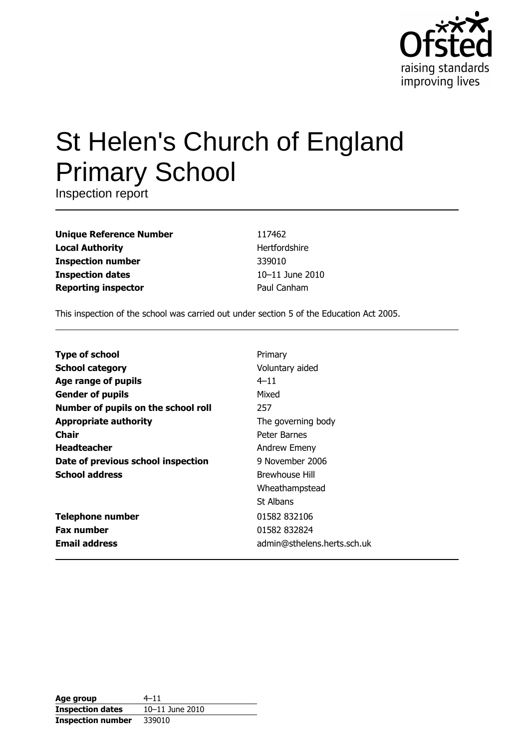# St Helen's Church of England Primary School

Inspection report

| | |
|---|---|
| **Unique Reference Number** | 117462 |
| **Local Authority** | Hertfordshire |
| **Inspection number** | 339010 |
| **Inspection dates** | 10–11 June 2010 |
| **Reporting inspector** | Paul Canham |

This inspection of the school was carried out under section 5 of the Education Act 2005.

| | |
|---|---|
| **Type of school** | Primary |
| **School category** | Voluntary aided |
| **Age range of pupils** | 4–11 |
| **Gender of pupils** | Mixed |
| **Number of pupils on the school roll** | 257 |
| **Appropriate authority** | The governing body |
| **Chair** | Peter Barnes |
| **Headteacher** | Andrew Emeny |
| **Date of previous school inspection** | 9 November 2006 |
| **School address** | Brewhouse Hill<br>Wheathampstead<br>St Albans |
| **Telephone number** | 01582 832106 |
| **Fax number** | 01582 832824 |
| **Email address** | admin@sthelens.herts.sch.uk |

| | |
|---|---|
| **Age group** | 4–11 |
| **Inspection dates** | 10–11 June 2010 |
| **Inspection number** | 339010 |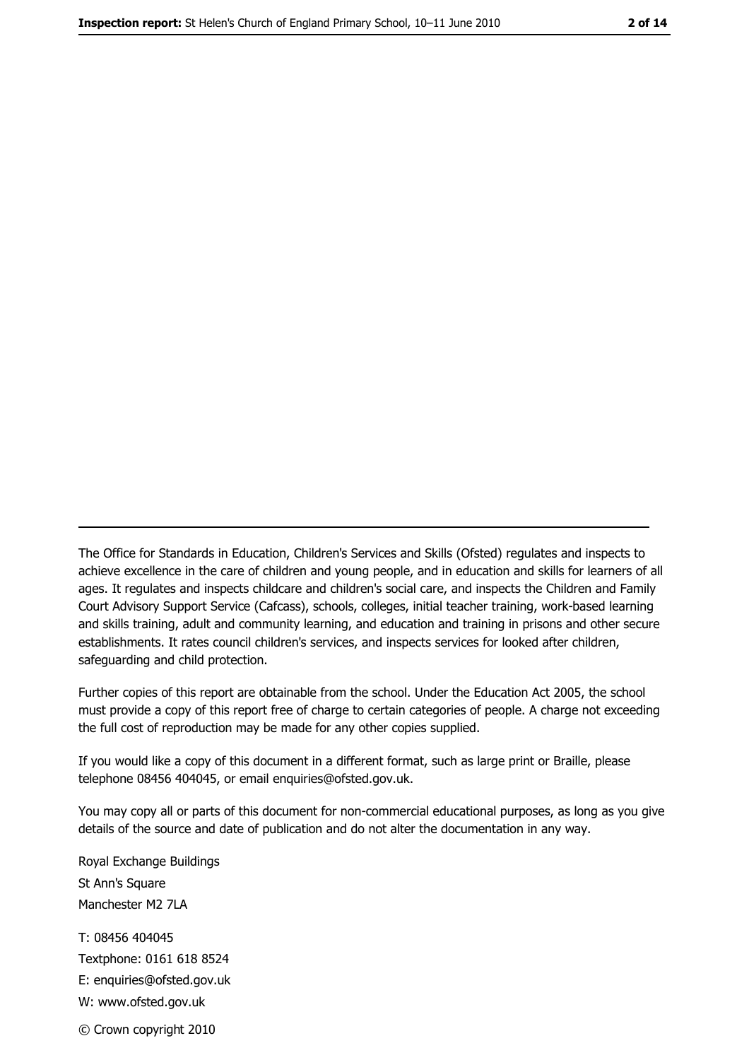The Office for Standards in Education, Children's Services and Skills (Ofsted) regulates and inspects to achieve excellence in the care of children and young people, and in education and skills for learners of all ages. It regulates and inspects childcare and children's social care, and inspects the Children and Family Court Advisory Support Service (Cafcass), schools, colleges, initial teacher training, work-based learning and skills training, adult and community learning, and education and training in prisons and other secure establishments. It rates council children's services, and inspects services for looked after children, safeguarding and child protection.

Further copies of this report are obtainable from the school. Under the Education Act 2005, the school must provide a copy of this report free of charge to certain categories of people. A charge not exceeding the full cost of reproduction may be made for any other copies supplied.

If you would like a copy of this document in a different format, such as large print or Braille, please telephone 08456 404045, or email enquiries@ofsted.gov.uk.

You may copy all or parts of this document for non-commercial educational purposes, as long as you give details of the source and date of publication and do not alter the documentation in any way.

Royal Exchange Buildings
St Ann's Square
Manchester M2 7LA

T: 08456 404045
Textphone: 0161 618 8524
E: enquiries@ofsted.gov.uk
W: www.ofsted.gov.uk

© Crown copyright 2010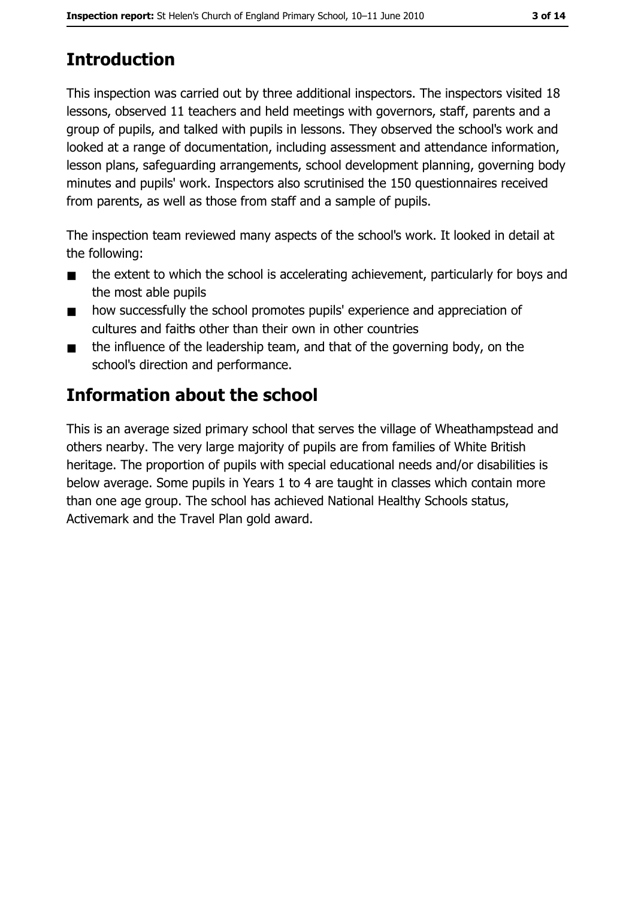## Introduction

This inspection was carried out by three additional inspectors. The inspectors visited 18 lessons, observed 11 teachers and held meetings with governors, staff, parents and a group of pupils, and talked with pupils in lessons. They observed the school's work and looked at a range of documentation, including assessment and attendance information, lesson plans, safeguarding arrangements, school development planning, governing body minutes and pupils' work. Inspectors also scrutinised the 150 questionnaires received from parents, as well as those from staff and a sample of pupils.

The inspection team reviewed many aspects of the school's work. It looked in detail at the following:

- the extent to which the school is accelerating achievement, particularly for boys and the most able pupils
- how successfully the school promotes pupils' experience and appreciation of cultures and faiths other than their own in other countries
- the influence of the leadership team, and that of the governing body, on the school's direction and performance.

## Information about the school

This is an average sized primary school that serves the village of Wheathampstead and others nearby. The very large majority of pupils are from families of White British heritage. The proportion of pupils with special educational needs and/or disabilities is below average. Some pupils in Years 1 to 4 are taught in classes which contain more than one age group. The school has achieved National Healthy Schools status, Activemark and the Travel Plan gold award.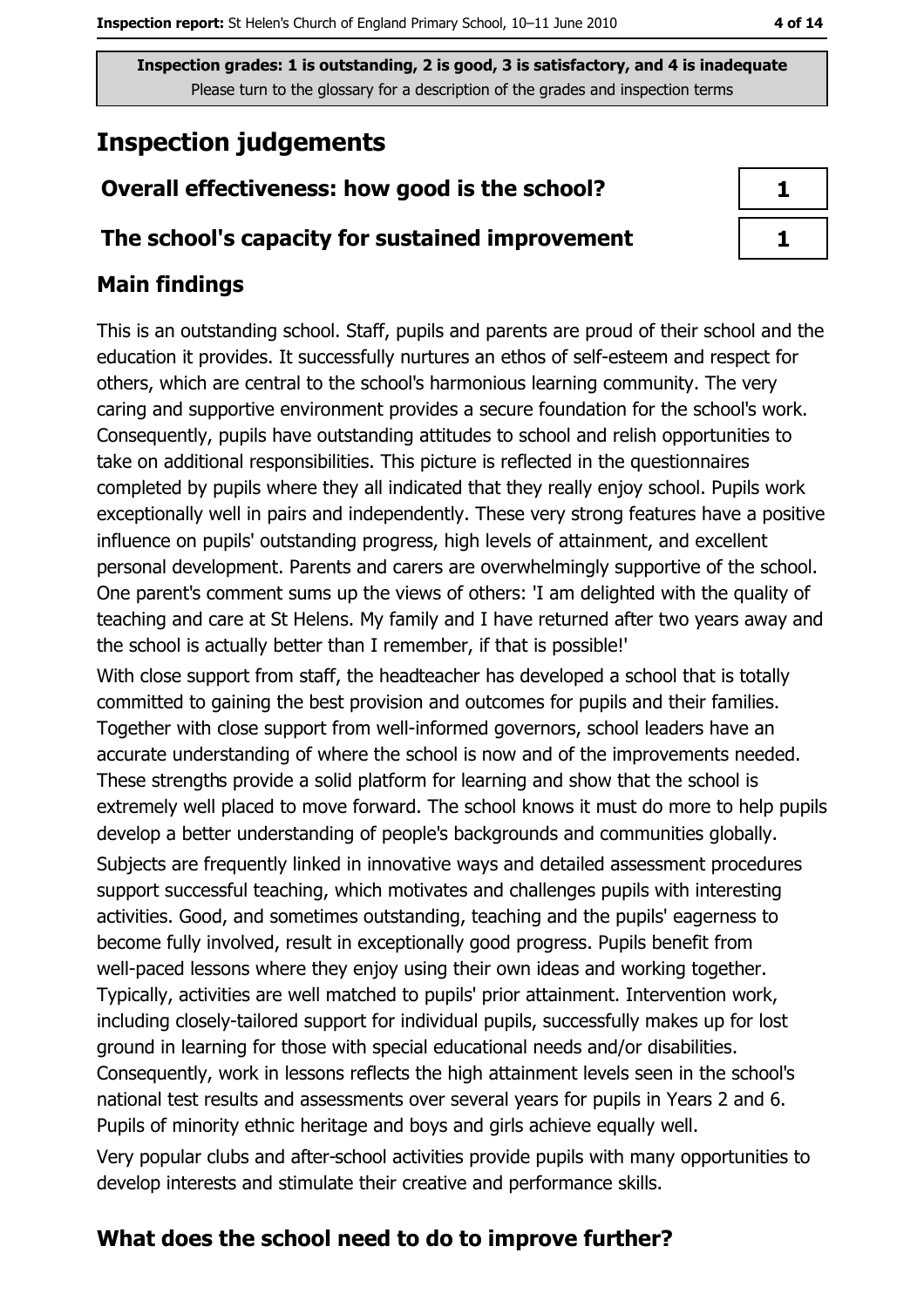**Inspection grades: 1 is outstanding, 2 is good, 3 is satisfactory, and 4 is inadequate**
Please turn to the glossary for a description of the grades and inspection terms

# Inspection judgements

| | |
|---|---|
| **Overall effectiveness: how good is the school?** | 1 |
| **The school's capacity for sustained improvement** | 1 |

## Main findings

This is an outstanding school. Staff, pupils and parents are proud of their school and the education it provides. It successfully nurtures an ethos of self-esteem and respect for others, which are central to the school's harmonious learning community. The very caring and supportive environment provides a secure foundation for the school's work. Consequently, pupils have outstanding attitudes to school and relish opportunities to take on additional responsibilities. This picture is reflected in the questionnaires completed by pupils where they all indicated that they really enjoy school. Pupils work exceptionally well in pairs and independently. These very strong features have a positive influence on pupils' outstanding progress, high levels of attainment, and excellent personal development. Parents and carers are overwhelmingly supportive of the school. One parent's comment sums up the views of others: 'I am delighted with the quality of teaching and care at St Helens. My family and I have returned after two years away and the school is actually better than I remember, if that is possible!'

With close support from staff, the headteacher has developed a school that is totally committed to gaining the best provision and outcomes for pupils and their families. Together with close support from well-informed governors, school leaders have an accurate understanding of where the school is now and of the improvements needed. These strengths provide a solid platform for learning and show that the school is extremely well placed to move forward. The school knows it must do more to help pupils develop a better understanding of people's backgrounds and communities globally.

Subjects are frequently linked in innovative ways and detailed assessment procedures support successful teaching, which motivates and challenges pupils with interesting activities. Good, and sometimes outstanding, teaching and the pupils' eagerness to become fully involved, result in exceptionally good progress. Pupils benefit from well-paced lessons where they enjoy using their own ideas and working together. Typically, activities are well matched to pupils' prior attainment. Intervention work, including closely-tailored support for individual pupils, successfully makes up for lost ground in learning for those with special educational needs and/or disabilities. Consequently, work in lessons reflects the high attainment levels seen in the school's national test results and assessments over several years for pupils in Years 2 and 6. Pupils of minority ethnic heritage and boys and girls achieve equally well.

Very popular clubs and after-school activities provide pupils with many opportunities to develop interests and stimulate their creative and performance skills.

## What does the school need to do to improve further?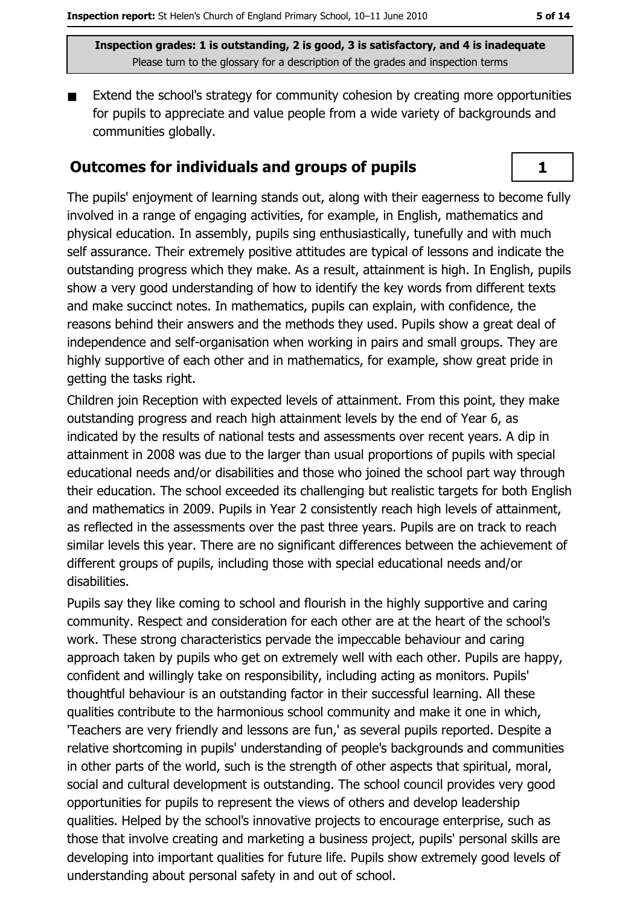Inspection grades: 1 is outstanding, 2 is good, 3 is satisfactory, and 4 is inadequate
Please turn to the glossary for a description of the grades and inspection terms

- Extend the school's strategy for community cohesion by creating more opportunities for pupils to appreciate and value people from a wide variety of backgrounds and communities globally.

## Outcomes for individuals and groups of pupils

**1**

The pupils' enjoyment of learning stands out, along with their eagerness to become fully involved in a range of engaging activities, for example, in English, mathematics and physical education. In assembly, pupils sing enthusiastically, tunefully and with much self assurance. Their extremely positive attitudes are typical of lessons and indicate the outstanding progress which they make. As a result, attainment is high. In English, pupils show a very good understanding of how to identify the key words from different texts and make succinct notes. In mathematics, pupils can explain, with confidence, the reasons behind their answers and the methods they used. Pupils show a great deal of independence and self-organisation when working in pairs and small groups. They are highly supportive of each other and in mathematics, for example, show great pride in getting the tasks right.

Children join Reception with expected levels of attainment. From this point, they make outstanding progress and reach high attainment levels by the end of Year 6, as indicated by the results of national tests and assessments over recent years. A dip in attainment in 2008 was due to the larger than usual proportions of pupils with special educational needs and/or disabilities and those who joined the school part way through their education. The school exceeded its challenging but realistic targets for both English and mathematics in 2009. Pupils in Year 2 consistently reach high levels of attainment, as reflected in the assessments over the past three years. Pupils are on track to reach similar levels this year. There are no significant differences between the achievement of different groups of pupils, including those with special educational needs and/or disabilities.

Pupils say they like coming to school and flourish in the highly supportive and caring community. Respect and consideration for each other are at the heart of the school's work. These strong characteristics pervade the impeccable behaviour and caring approach taken by pupils who get on extremely well with each other. Pupils are happy, confident and willingly take on responsibility, including acting as monitors. Pupils' thoughtful behaviour is an outstanding factor in their successful learning. All these qualities contribute to the harmonious school community and make it one in which, 'Teachers are very friendly and lessons are fun,' as several pupils reported. Despite a relative shortcoming in pupils' understanding of people's backgrounds and communities in other parts of the world, such is the strength of other aspects that spiritual, moral, social and cultural development is outstanding. The school council provides very good opportunities for pupils to represent the views of others and develop leadership qualities. Helped by the school's innovative projects to encourage enterprise, such as those that involve creating and marketing a business project, pupils' personal skills are developing into important qualities for future life. Pupils show extremely good levels of understanding about personal safety in and out of school.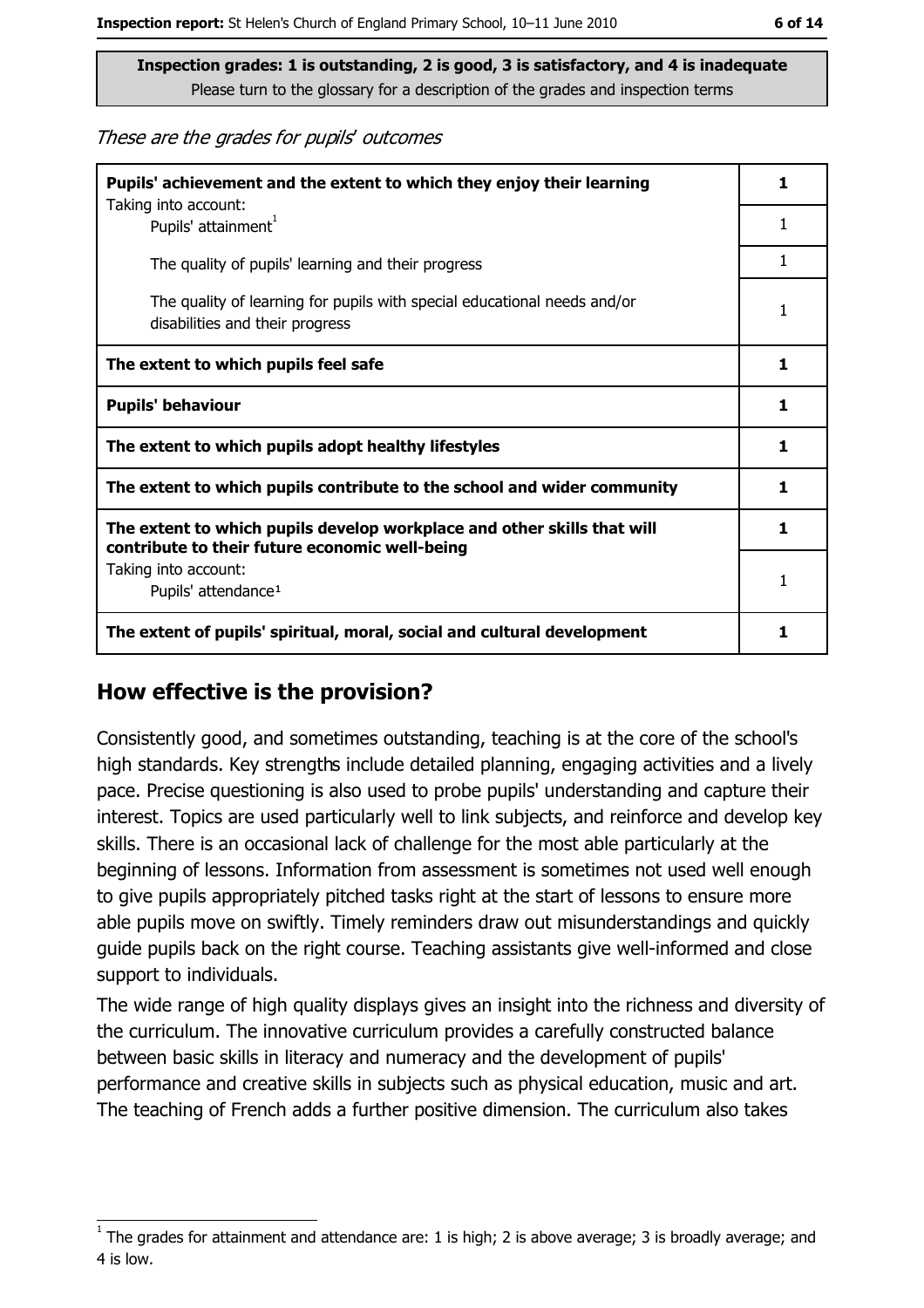**Inspection grades: 1 is outstanding, 2 is good, 3 is satisfactory, and 4 is inadequate**
Please turn to the glossary for a description of the grades and inspection terms

*These are the grades for pupils' outcomes*

| | |
|---|---|
| **Pupils' achievement and the extent to which they enjoy their learning** | **1** |
| Taking into account: Pupils' attainment[1] | 1 |
| The quality of pupils' learning and their progress | 1 |
| The quality of learning for pupils with special educational needs and/or disabilities and their progress | 1 |
| **The extent to which pupils feel safe** | **1** |
| **Pupils' behaviour** | **1** |
| **The extent to which pupils adopt healthy lifestyles** | **1** |
| **The extent to which pupils contribute to the school and wider community** | **1** |
| **The extent to which pupils develop workplace and other skills that will contribute to their future economic well-being** | **1** |
| Taking into account: Pupils' attendance[1] | 1 |
| **The extent of pupils' spiritual, moral, social and cultural development** | **1** |

## How effective is the provision?

Consistently good, and sometimes outstanding, teaching is at the core of the school's high standards. Key strengths include detailed planning, engaging activities and a lively pace. Precise questioning is also used to probe pupils' understanding and capture their interest. Topics are used particularly well to link subjects, and reinforce and develop key skills. There is an occasional lack of challenge for the most able particularly at the beginning of lessons. Information from assessment is sometimes not used well enough to give pupils appropriately pitched tasks right at the start of lessons to ensure more able pupils move on swiftly. Timely reminders draw out misunderstandings and quickly guide pupils back on the right course. Teaching assistants give well-informed and close support to individuals.

The wide range of high quality displays gives an insight into the richness and diversity of the curriculum. The innovative curriculum provides a carefully constructed balance between basic skills in literacy and numeracy and the development of pupils' performance and creative skills in subjects such as physical education, music and art. The teaching of French adds a further positive dimension. The curriculum also takes

[1] The grades for attainment and attendance are: 1 is high; 2 is above average; 3 is broadly average; and 4 is low.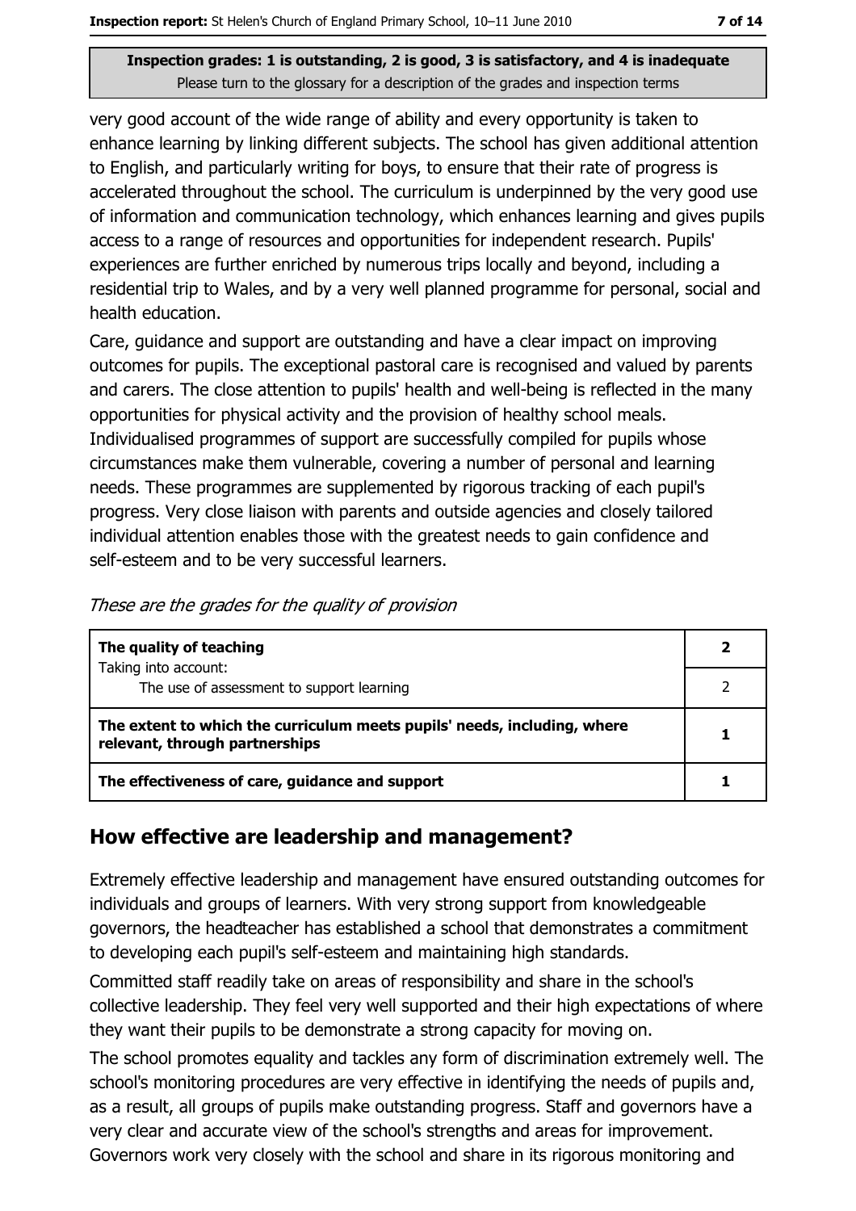very good account of the wide range of ability and every opportunity is taken to enhance learning by linking different subjects. The school has given additional attention to English, and particularly writing for boys, to ensure that their rate of progress is accelerated throughout the school. The curriculum is underpinned by the very good use of information and communication technology, which enhances learning and gives pupils access to a range of resources and opportunities for independent research. Pupils' experiences are further enriched by numerous trips locally and beyond, including a residential trip to Wales, and by a very well planned programme for personal, social and health education.

Care, guidance and support are outstanding and have a clear impact on improving outcomes for pupils. The exceptional pastoral care is recognised and valued by parents and carers. The close attention to pupils' health and well-being is reflected in the many opportunities for physical activity and the provision of healthy school meals. Individualised programmes of support are successfully compiled for pupils whose circumstances make them vulnerable, covering a number of personal and learning needs. These programmes are supplemented by rigorous tracking of each pupil's progress. Very close liaison with parents and outside agencies and closely tailored individual attention enables those with the greatest needs to gain confidence and self-esteem and to be very successful learners.

*These are the grades for the quality of provision*

| | |
|---|---|
| **The quality of teaching** <br> Taking into account: | **2** |
| The use of assessment to support learning | 2 |
| **The extent to which the curriculum meets pupils' needs, including, where relevant, through partnerships** | **1** |
| **The effectiveness of care, guidance and support** | **1** |

## How effective are leadership and management?

Extremely effective leadership and management have ensured outstanding outcomes for individuals and groups of learners. With very strong support from knowledgeable governors, the headteacher has established a school that demonstrates a commitment to developing each pupil's self-esteem and maintaining high standards.

Committed staff readily take on areas of responsibility and share in the school's collective leadership. They feel very well supported and their high expectations of where they want their pupils to be demonstrate a strong capacity for moving on.

The school promotes equality and tackles any form of discrimination extremely well. The school's monitoring procedures are very effective in identifying the needs of pupils and, as a result, all groups of pupils make outstanding progress. Staff and governors have a very clear and accurate view of the school's strengths and areas for improvement. Governors work very closely with the school and share in its rigorous monitoring and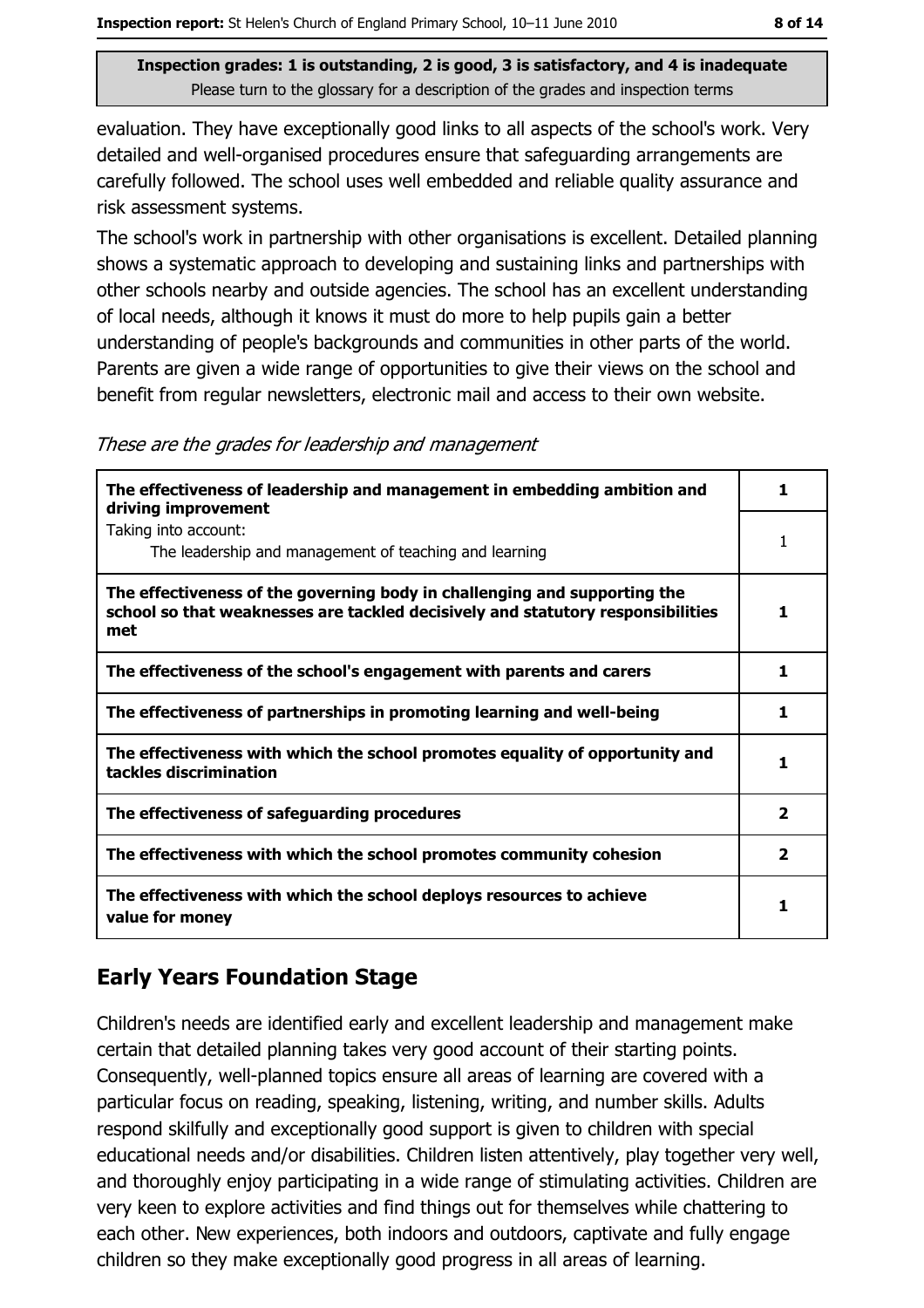Inspection grades: 1 is outstanding, 2 is good, 3 is satisfactory, and 4 is inadequate
Please turn to the glossary for a description of the grades and inspection terms

evaluation. They have exceptionally good links to all aspects of the school's work. Very detailed and well-organised procedures ensure that safeguarding arrangements are carefully followed. The school uses well embedded and reliable quality assurance and risk assessment systems.

The school's work in partnership with other organisations is excellent. Detailed planning shows a systematic approach to developing and sustaining links and partnerships with other schools nearby and outside agencies. The school has an excellent understanding of local needs, although it knows it must do more to help pupils gain a better understanding of people's backgrounds and communities in other parts of the world. Parents are given a wide range of opportunities to give their views on the school and benefit from regular newsletters, electronic mail and access to their own website.

*These are the grades for leadership and management*

| | |
|---|---|
| **The effectiveness of leadership and management in embedding ambition and driving improvement** | **1** |
| Taking into account: The leadership and management of teaching and learning | 1 |
| **The effectiveness of the governing body in challenging and supporting the school so that weaknesses are tackled decisively and statutory responsibilities met** | **1** |
| **The effectiveness of the school's engagement with parents and carers** | **1** |
| **The effectiveness of partnerships in promoting learning and well-being** | **1** |
| **The effectiveness with which the school promotes equality of opportunity and tackles discrimination** | **1** |
| **The effectiveness of safeguarding procedures** | **2** |
| **The effectiveness with which the school promotes community cohesion** | **2** |
| **The effectiveness with which the school deploys resources to achieve value for money** | **1** |

## Early Years Foundation Stage

Children's needs are identified early and excellent leadership and management make certain that detailed planning takes very good account of their starting points. Consequently, well-planned topics ensure all areas of learning are covered with a particular focus on reading, speaking, listening, writing, and number skills. Adults respond skilfully and exceptionally good support is given to children with special educational needs and/or disabilities. Children listen attentively, play together very well, and thoroughly enjoy participating in a wide range of stimulating activities. Children are very keen to explore activities and find things out for themselves while chattering to each other. New experiences, both indoors and outdoors, captivate and fully engage children so they make exceptionally good progress in all areas of learning.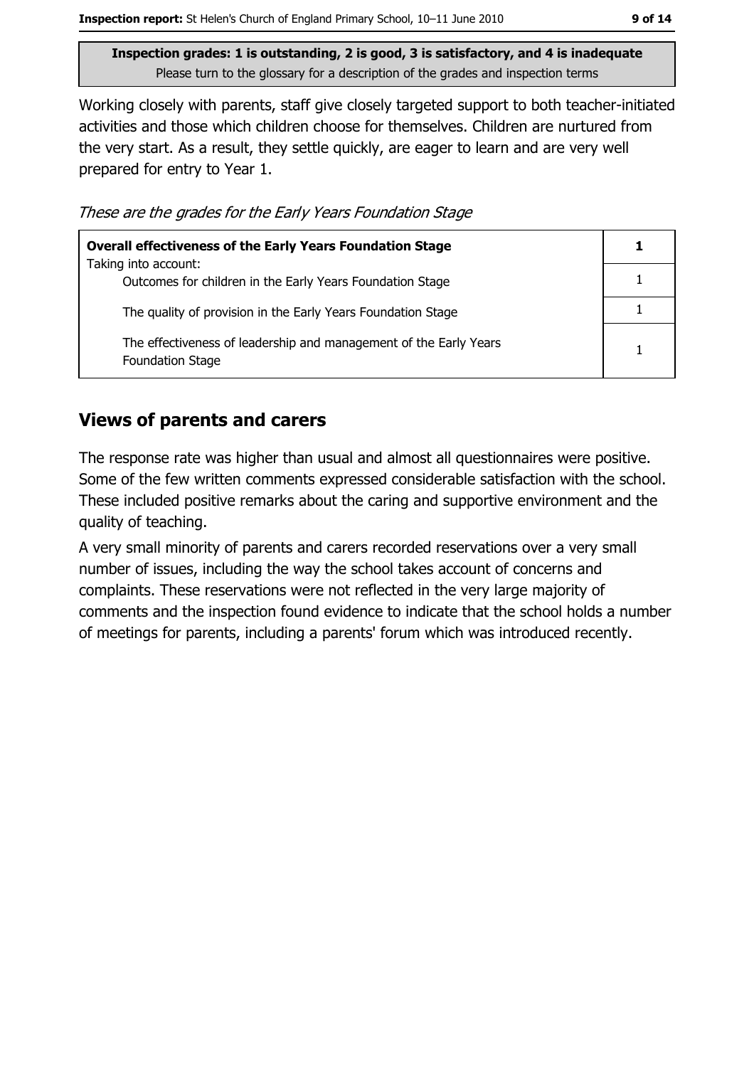**Inspection grades: 1 is outstanding, 2 is good, 3 is satisfactory, and 4 is inadequate**
Please turn to the glossary for a description of the grades and inspection terms

Working closely with parents, staff give closely targeted support to both teacher-initiated activities and those which children choose for themselves. Children are nurtured from the very start. As a result, they settle quickly, are eager to learn and are very well prepared for entry to Year 1.

*These are the grades for the Early Years Foundation Stage*

| **Overall effectiveness of the Early Years Foundation Stage** | **1** |
|---|---|
| Taking into account: Outcomes for children in the Early Years Foundation Stage | 1 |
| The quality of provision in the Early Years Foundation Stage | 1 |
| The effectiveness of leadership and management of the Early Years Foundation Stage | 1 |

## Views of parents and carers

The response rate was higher than usual and almost all questionnaires were positive. Some of the few written comments expressed considerable satisfaction with the school. These included positive remarks about the caring and supportive environment and the quality of teaching.

A very small minority of parents and carers recorded reservations over a very small number of issues, including the way the school takes account of concerns and complaints. These reservations were not reflected in the very large majority of comments and the inspection found evidence to indicate that the school holds a number of meetings for parents, including a parents' forum which was introduced recently.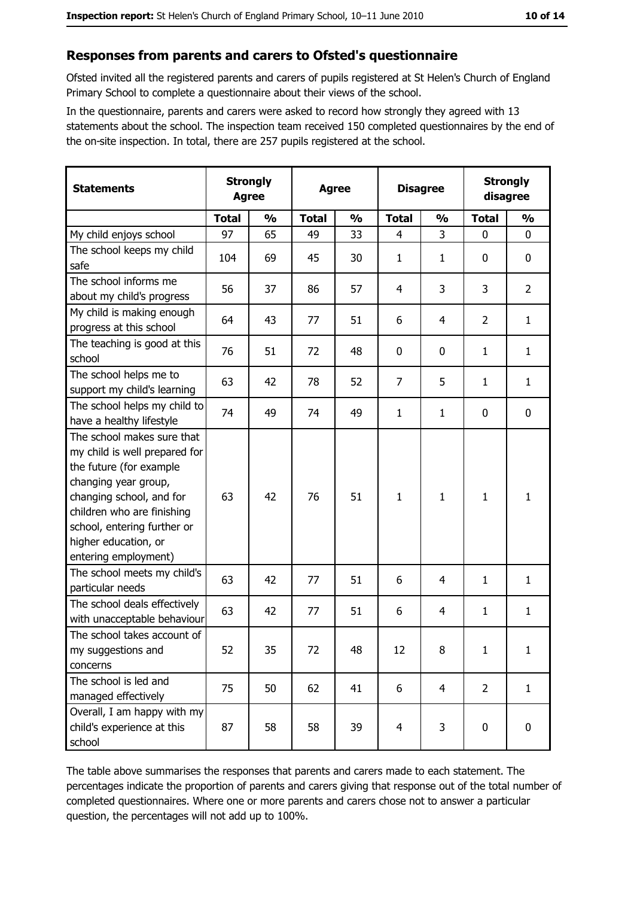## Responses from parents and carers to Ofsted's questionnaire

Ofsted invited all the registered parents and carers of pupils registered at St Helen's Church of England Primary School to complete a questionnaire about their views of the school.

In the questionnaire, parents and carers were asked to record how strongly they agreed with 13 statements about the school. The inspection team received 150 completed questionnaires by the end of the on-site inspection. In total, there are 257 pupils registered at the school.

| Statements | Strongly Agree | | Agree | | Disagree | | Strongly disagree | |
|---|---|---|---|---|---|---|---|---|
| | Total | % | Total | % | Total | % | Total | % |
| My child enjoys school | 97 | 65 | 49 | 33 | 4 | 3 | 0 | 0 |
| The school keeps my child safe | 104 | 69 | 45 | 30 | 1 | 1 | 0 | 0 |
| The school informs me about my child's progress | 56 | 37 | 86 | 57 | 4 | 3 | 3 | 2 |
| My child is making enough progress at this school | 64 | 43 | 77 | 51 | 6 | 4 | 2 | 1 |
| The teaching is good at this school | 76 | 51 | 72 | 48 | 0 | 0 | 1 | 1 |
| The school helps me to support my child's learning | 63 | 42 | 78 | 52 | 7 | 5 | 1 | 1 |
| The school helps my child to have a healthy lifestyle | 74 | 49 | 74 | 49 | 1 | 1 | 0 | 0 |
| The school makes sure that my child is well prepared for the future (for example changing year group, changing school, and for children who are finishing school, entering further or higher education, or entering employment) | 63 | 42 | 76 | 51 | 1 | 1 | 1 | 1 |
| The school meets my child's particular needs | 63 | 42 | 77 | 51 | 6 | 4 | 1 | 1 |
| The school deals effectively with unacceptable behaviour | 63 | 42 | 77 | 51 | 6 | 4 | 1 | 1 |
| The school takes account of my suggestions and concerns | 52 | 35 | 72 | 48 | 12 | 8 | 1 | 1 |
| The school is led and managed effectively | 75 | 50 | 62 | 41 | 6 | 4 | 2 | 1 |
| Overall, I am happy with my child's experience at this school | 87 | 58 | 58 | 39 | 4 | 3 | 0 | 0 |

The table above summarises the responses that parents and carers made to each statement. The percentages indicate the proportion of parents and carers giving that response out of the total number of completed questionnaires. Where one or more parents and carers chose not to answer a particular question, the percentages will not add up to 100%.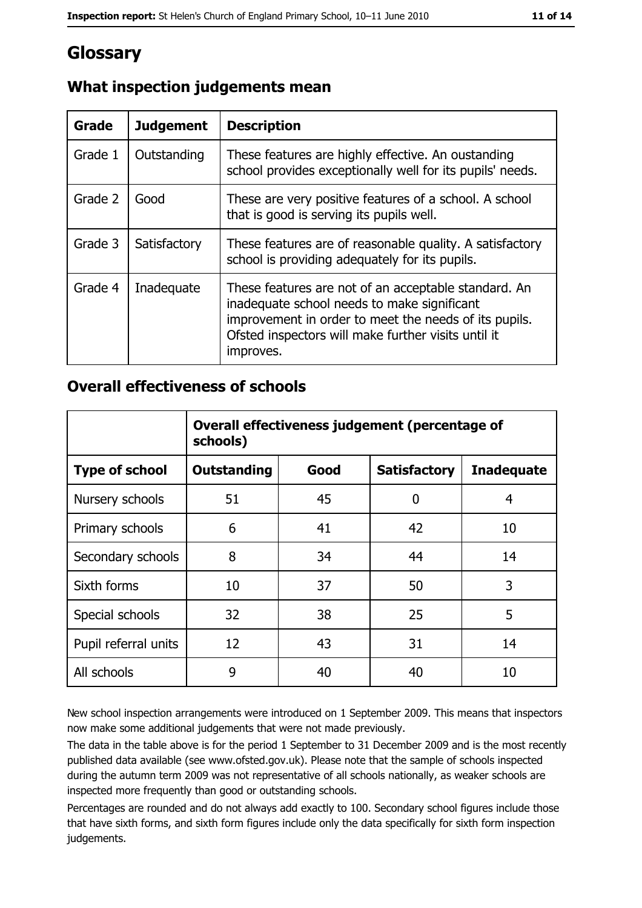# Glossary

## What inspection judgements mean

| Grade | Judgement | Description |
| --- | --- | --- |
| Grade 1 | Outstanding | These features are highly effective. An oustanding school provides exceptionally well for its pupils' needs. |
| Grade 2 | Good | These are very positive features of a school. A school that is good is serving its pupils well. |
| Grade 3 | Satisfactory | These features are of reasonable quality. A satisfactory school is providing adequately for its pupils. |
| Grade 4 | Inadequate | These features are not of an acceptable standard. An inadequate school needs to make significant improvement in order to meet the needs of its pupils. Ofsted inspectors will make further visits until it improves. |

## Overall effectiveness of schools

| | Overall effectiveness judgement (percentage of schools) | | | |
| --- | --- | --- | --- | --- |
| **Type of school** | **Outstanding** | **Good** | **Satisfactory** | **Inadequate** |
| Nursery schools | 51 | 45 | 0 | 4 |
| Primary schools | 6 | 41 | 42 | 10 |
| Secondary schools | 8 | 34 | 44 | 14 |
| Sixth forms | 10 | 37 | 50 | 3 |
| Special schools | 32 | 38 | 25 | 5 |
| Pupil referral units | 12 | 43 | 31 | 14 |
| All schools | 9 | 40 | 40 | 10 |

New school inspection arrangements were introduced on 1 September 2009. This means that inspectors now make some additional judgements that were not made previously.

The data in the table above is for the period 1 September to 31 December 2009 and is the most recently published data available (see www.ofsted.gov.uk). Please note that the sample of schools inspected during the autumn term 2009 was not representative of all schools nationally, as weaker schools are inspected more frequently than good or outstanding schools.

Percentages are rounded and do not always add exactly to 100. Secondary school figures include those that have sixth forms, and sixth form figures include only the data specifically for sixth form inspection judgements.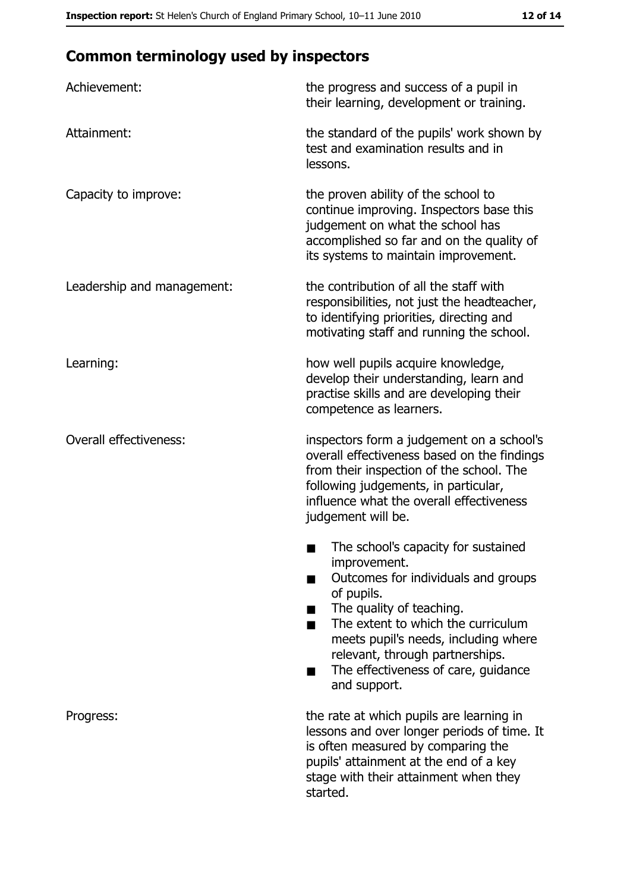## Common terminology used by inspectors

| | |
|---|---|
| Achievement: | the progress and success of a pupil in their learning, development or training. |
| Attainment: | the standard of the pupils' work shown by test and examination results and in lessons. |
| Capacity to improve: | the proven ability of the school to continue improving. Inspectors base this judgement on what the school has accomplished so far and on the quality of its systems to maintain improvement. |
| Leadership and management: | the contribution of all the staff with responsibilities, not just the headteacher, to identifying priorities, directing and motivating staff and running the school. |
| Learning: | how well pupils acquire knowledge, develop their understanding, learn and practise skills and are developing their competence as learners. |
| Overall effectiveness: | inspectors form a judgement on a school's overall effectiveness based on the findings from their inspection of the school. The following judgements, in particular, influence what the overall effectiveness judgement will be. ■ The school's capacity for sustained improvement. ■ Outcomes for individuals and groups of pupils. ■ The quality of teaching. ■ The extent to which the curriculum meets pupil's needs, including where relevant, through partnerships. ■ The effectiveness of care, guidance and support. |
| Progress: | the rate at which pupils are learning in lessons and over longer periods of time. It is often measured by comparing the pupils' attainment at the end of a key stage with their attainment when they started. |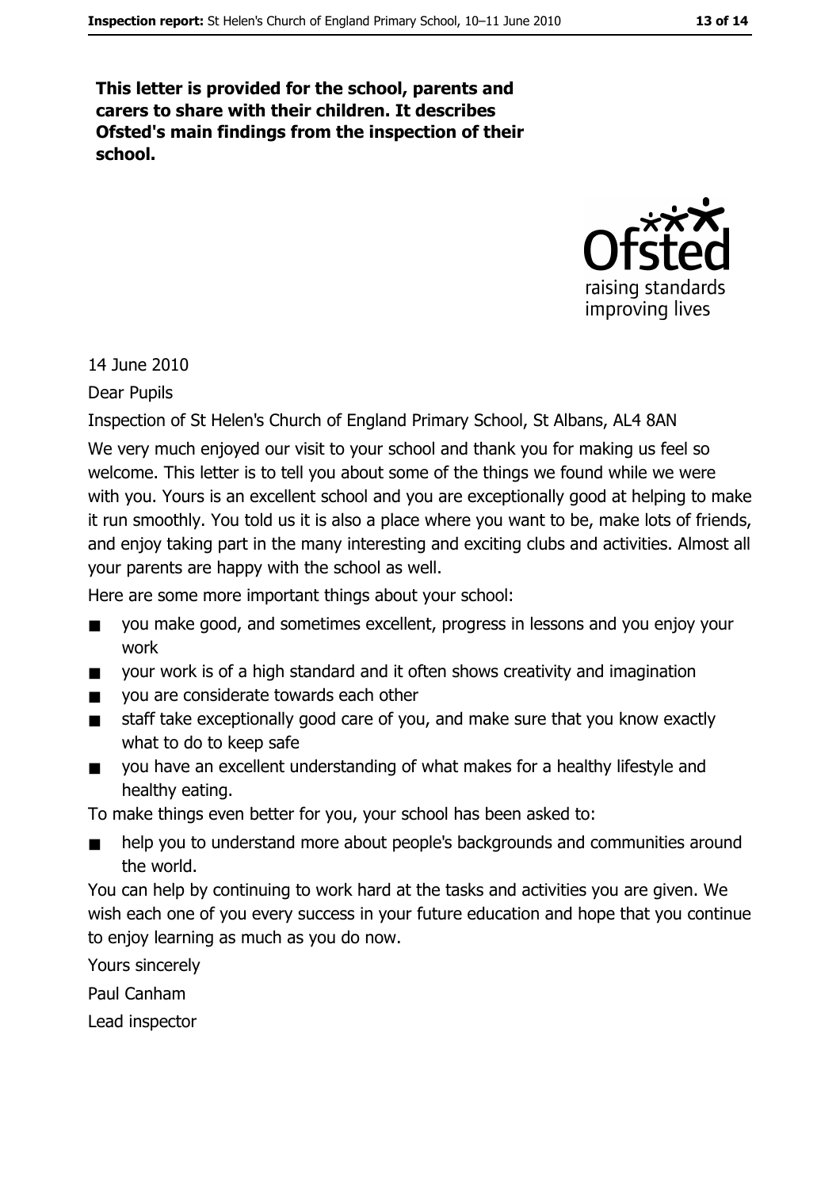**This letter is provided for the school, parents and carers to share with their children. It describes Ofsted's main findings from the inspection of their school.**

14 June 2010

Dear Pupils

Inspection of St Helen's Church of England Primary School, St Albans, AL4 8AN

We very much enjoyed our visit to your school and thank you for making us feel so welcome. This letter is to tell you about some of the things we found while we were with you. Yours is an excellent school and you are exceptionally good at helping to make it run smoothly. You told us it is also a place where you want to be, make lots of friends, and enjoy taking part in the many interesting and exciting clubs and activities. Almost all your parents are happy with the school as well.

Here are some more important things about your school:

- you make good, and sometimes excellent, progress in lessons and you enjoy your work
- your work is of a high standard and it often shows creativity and imagination
- you are considerate towards each other
- staff take exceptionally good care of you, and make sure that you know exactly what to do to keep safe
- you have an excellent understanding of what makes for a healthy lifestyle and healthy eating.

To make things even better for you, your school has been asked to:

- help you to understand more about people's backgrounds and communities around the world.

You can help by continuing to work hard at the tasks and activities you are given. We wish each one of you every success in your future education and hope that you continue to enjoy learning as much as you do now.

Yours sincerely

Paul Canham

Lead inspector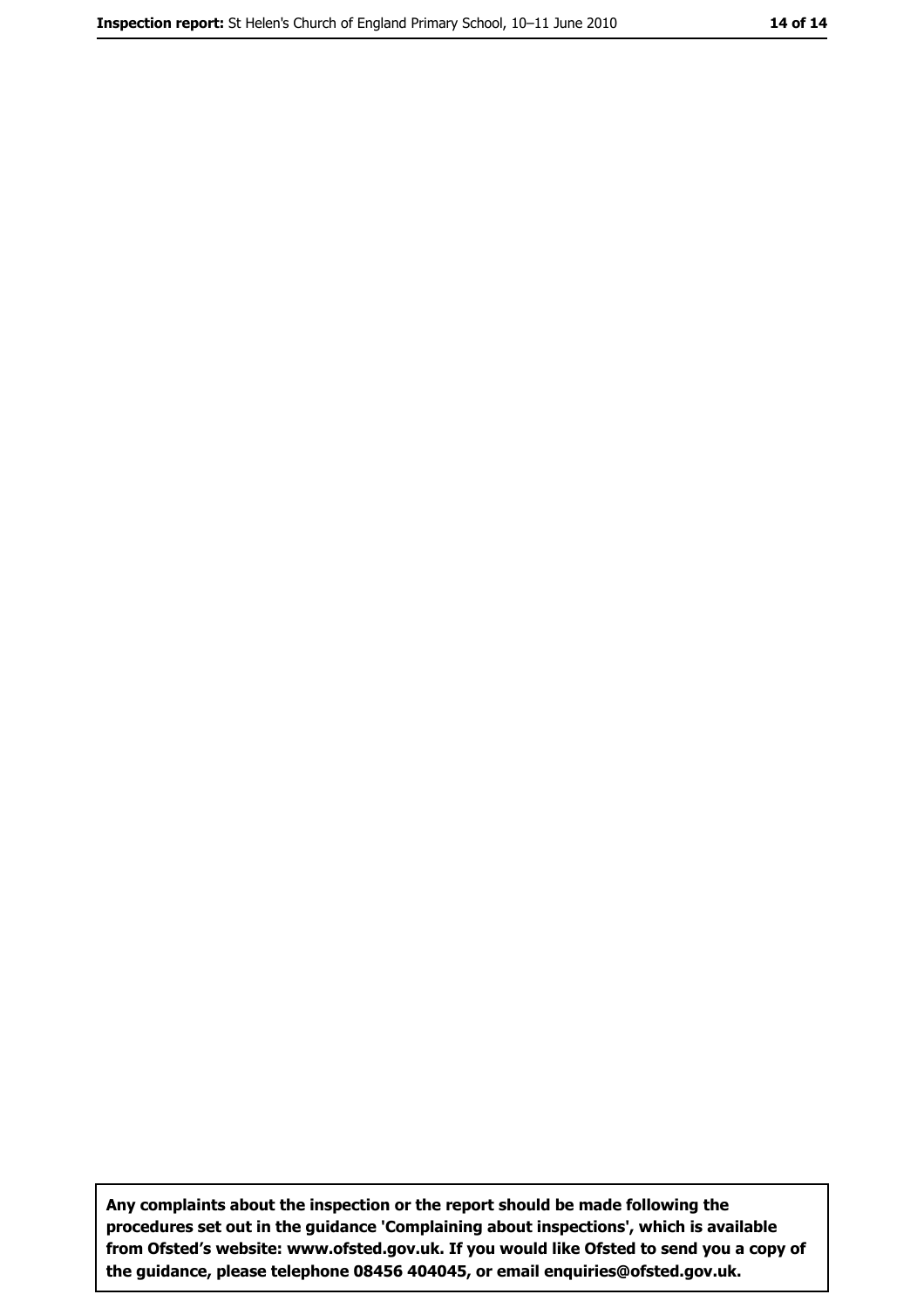**Any complaints about the inspection or the report should be made following the procedures set out in the guidance 'Complaining about inspections', which is available from Ofsted's website: www.ofsted.gov.uk. If you would like Ofsted to send you a copy of the guidance, please telephone 08456 404045, or email enquiries@ofsted.gov.uk.**